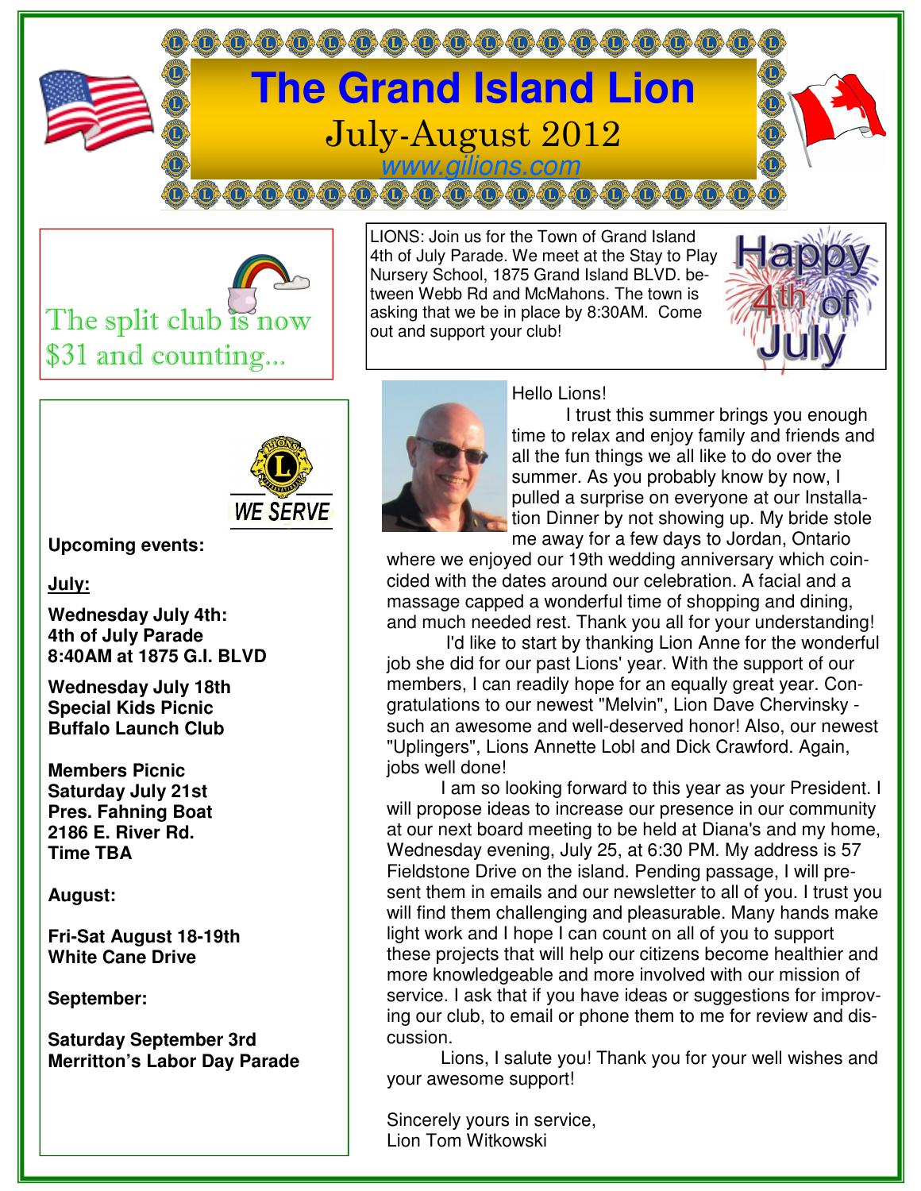# The Grand Island Lion

July-August 2012

www.gilions.com

The split club is now $31 and counting...

WE SERVE

**Upcoming events:**

**July:**

**Wednesday July 4th:**
**4th of July Parade**
**8:40AM at 1875 G.I. BLVD**

**Wednesday July 18th**
**Special Kids Picnic**
**Buffalo Launch Club**

**Members Picnic**
**Saturday July 21st**
**Pres. Fahning Boat**
**2186 E. River Rd.**
**Time TBA**

**August:**

**Fri-Sat August 18-19th**
**White Cane Drive**

**September:**

**Saturday September 3rd**
**Merritton's Labor Day Parade**

LIONS: Join us for the Town of Grand Island 4th of July Parade. We meet at the Stay to Play Nursery School, 1875 Grand Island BLVD. between Webb Rd and McMahons. The town is asking that we be in place by 8:30AM. Come out and support your club!

Happy 4th of July

Hello Lions!

I trust this summer brings you enough time to relax and enjoy family and friends and all the fun things we all like to do over the summer. As you probably know by now, I pulled a surprise on everyone at our Installation Dinner by not showing up. My bride stole me away for a few days to Jordan, Ontario where we enjoyed our 19th wedding anniversary which coincided with the dates around our celebration. A facial and a massage capped a wonderful time of shopping and dining, and much needed rest. Thank you all for your understanding!

I'd like to start by thanking Lion Anne for the wonderful job she did for our past Lions' year. With the support of our members, I can readily hope for an equally great year. Congratulations to our newest "Melvin", Lion Dave Chervinsky - such an awesome and well-deserved honor! Also, our newest "Uplingers", Lions Annette Lobl and Dick Crawford. Again, jobs well done!

I am so looking forward to this year as your President. I will propose ideas to increase our presence in our community at our next board meeting to be held at Diana's and my home, Wednesday evening, July 25, at 6:30 PM. My address is 57 Fieldstone Drive on the island. Pending passage, I will present them in emails and our newsletter to all of you. I trust you will find them challenging and pleasurable. Many hands make light work and I hope I can count on all of you to support these projects that will help our citizens become healthier and more knowledgeable and more involved with our mission of service. I ask that if you have ideas or suggestions for improving our club, to email or phone them to me for review and discussion.

Lions, I salute you! Thank you for your well wishes and your awesome support!

Sincerely yours in service,
Lion Tom Witkowski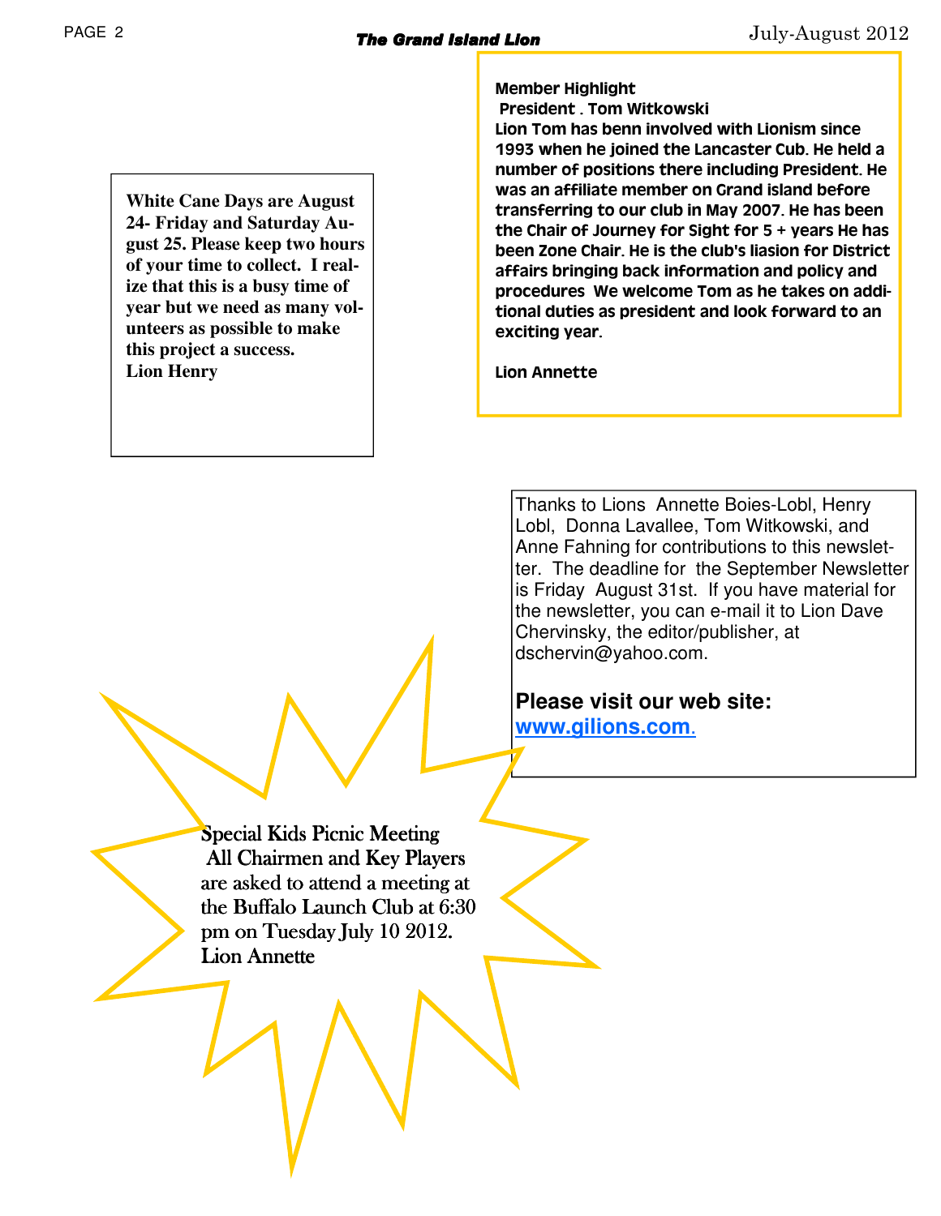**White Cane Days are August 24- Friday and Saturday August 25. Please keep two hours of your time to collect. I realize that this is a busy time of year but we need as many volunteers as possible to make this project a success.**
**Lion Henry**

**Member Highlight**
**President . Tom Witkowski**
**Lion Tom has benn involved with Lionism since 1993 when he joined the Lancaster Cub. He held a number of positions there including President. He was an affiliate member on Grand island before transferring to our club in May 2007. He has been the Chair of Journey for Sight for 5 + years He has been Zone Chair. He is the club's liasion for District affairs bringing back information and policy and procedures We welcome Tom as he takes on additional duties as president and look forward to an exciting year.**

**Lion Annette**

Thanks to Lions Annette Boies-Lobl, Henry Lobl, Donna Lavallee, Tom Witkowski, and Anne Fahning for contributions to this newsletter. The deadline for the September Newsletter is Friday August 31st. If you have material for the newsletter, you can e-mail it to Lion Dave Chervinsky, the editor/publisher, at dschervin@yahoo.com.

**Please visit our web site: www.gilions.com.**

Special Kids Picnic Meeting
All Chairmen and Key Players are asked to attend a meeting at the Buffalo Launch Club at 6:30 pm on Tuesday July 10 2012.
Lion Annette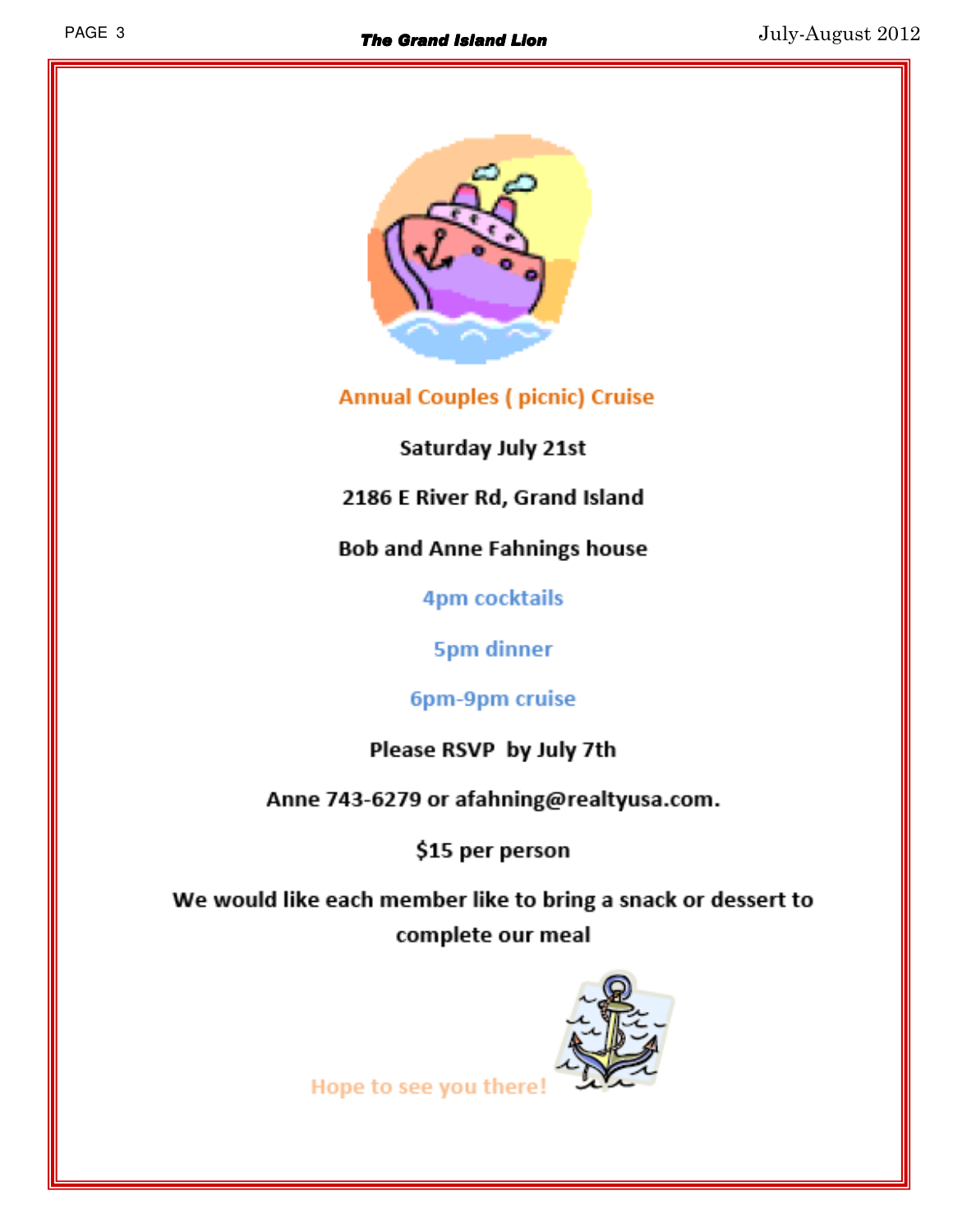## Annual Couples ( picnic) Cruise

**Saturday July 21st**

**2186 E River Rd, Grand Island**

**Bob and Anne Fahnings house**

**4pm cocktails**

**5pm dinner**

**6pm-9pm cruise**

**Please RSVP by July 7th**

**Anne 743-6279 or afahning@realtyusa.com.**

**$15 per person**

**We would like each member like to bring a snack or dessert to complete our meal**

**Hope to see you there!**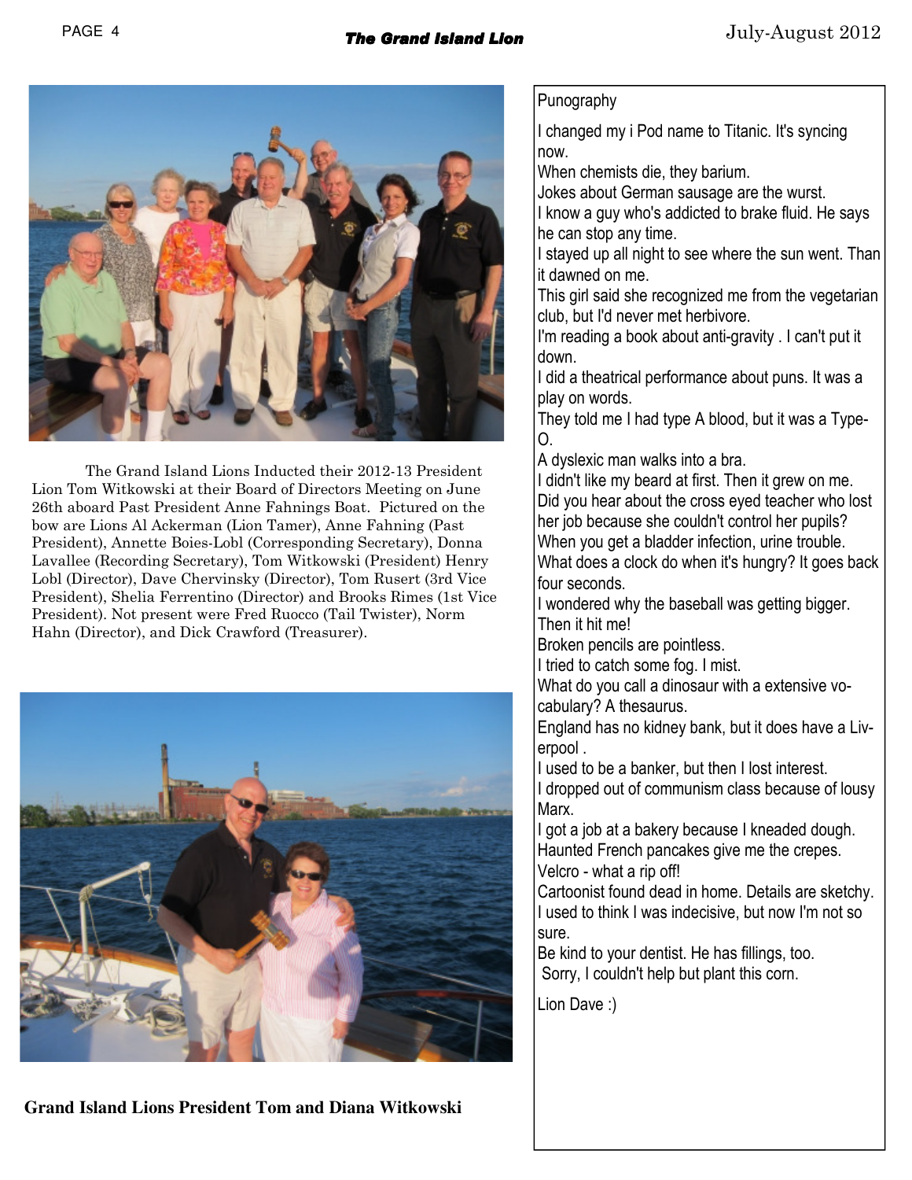The Grand Island Lions Inducted their 2012-13 President Lion Tom Witkowski at their Board of Directors Meeting on June 26th aboard Past President Anne Fahnings Boat. Pictured on the bow are Lions Al Ackerman (Lion Tamer), Anne Fahning (Past President), Annette Boies-Lobl (Corresponding Secretary), Donna Lavallee (Recording Secretary), Tom Witkowski (President) Henry Lobl (Director), Dave Chervinsky (Director), Tom Rusert (3rd Vice President), Shelia Ferrentino (Director) and Brooks Rimes (1st Vice President). Not present were Fred Ruocco (Tail Twister), Norm Hahn (Director), and Dick Crawford (Treasurer).

**Grand Island Lions President Tom and Diana Witkowski**

Punography

I changed my i Pod name to Titanic. It's syncing now.
When chemists die, they barium.
Jokes about German sausage are the wurst.
I know a guy who's addicted to brake fluid. He says he can stop any time.
I stayed up all night to see where the sun went. Than it dawned on me.
This girl said she recognized me from the vegetarian club, but I'd never met herbivore.
I'm reading a book about anti-gravity . I can't put it down.
I did a theatrical performance about puns. It was a play on words.
They told me I had type A blood, but it was a Type-O.
A dyslexic man walks into a bra.
I didn't like my beard at first. Then it grew on me.
Did you hear about the cross eyed teacher who lost her job because she couldn't control her pupils?
When you get a bladder infection, urine trouble.
What does a clock do when it's hungry? It goes back four seconds.
I wondered why the baseball was getting bigger. Then it hit me!
Broken pencils are pointless.
I tried to catch some fog. I mist.
What do you call a dinosaur with a extensive vocabulary? A thesaurus.
England has no kidney bank, but it does have a Liverpool .
I used to be a banker, but then I lost interest.
I dropped out of communism class because of lousy Marx.
I got a job at a bakery because I kneaded dough.
Haunted French pancakes give me the crepes.
Velcro - what a rip off!
Cartoonist found dead in home. Details are sketchy.
I used to think I was indecisive, but now I'm not so sure.
Be kind to your dentist. He has fillings, too.
Sorry, I couldn't help but plant this corn.

Lion Dave :)